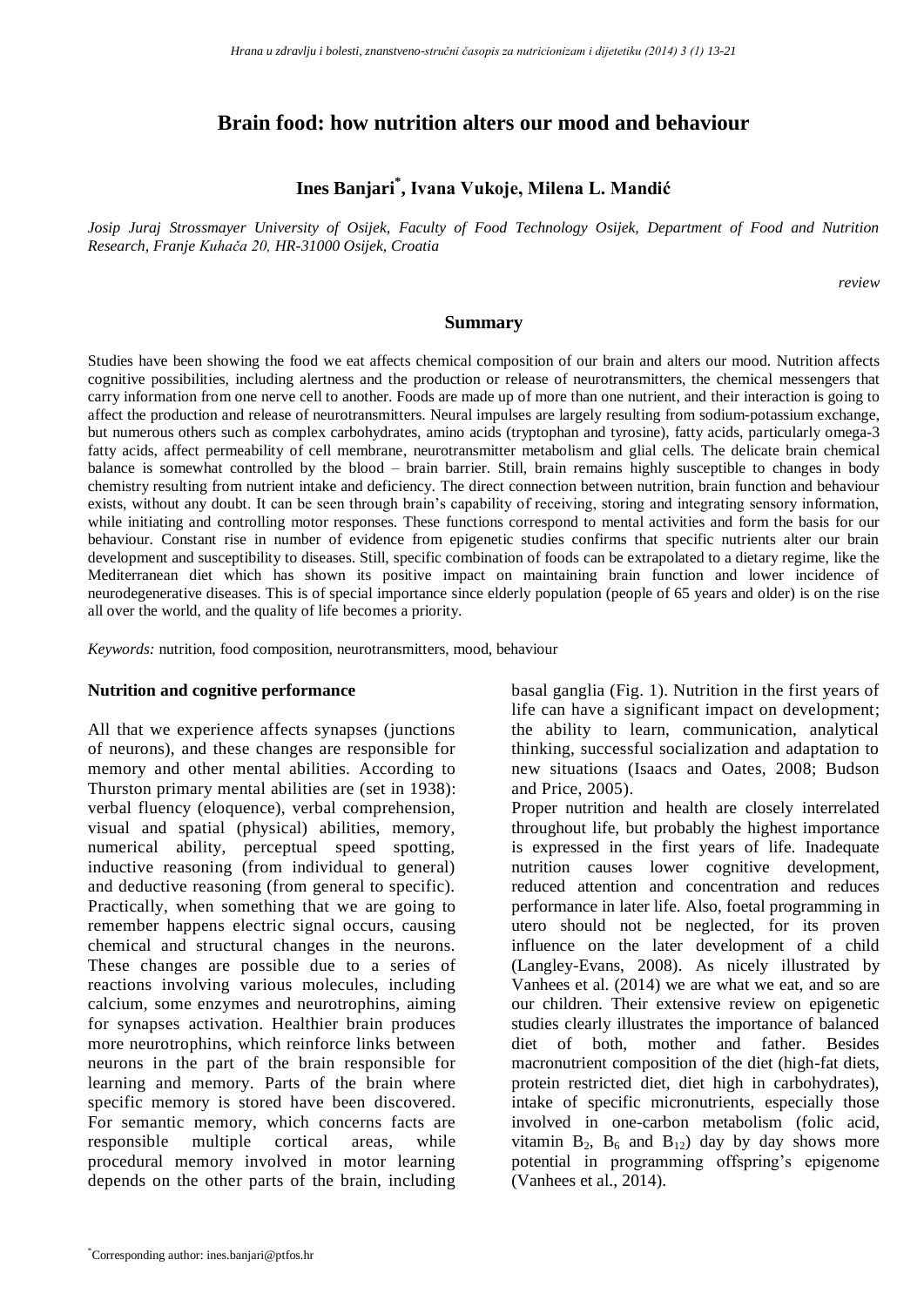# Brain food: how nutrition alters our mood and behaviour

**Ines Banjari[*], Ivana Vukoje, Milena L. Mandić**

*Josip Juraj Strossmayer University of Osijek, Faculty of Food Technology Osijek, Department of Food and Nutrition Research, Franje Kuhača 20, HR-31000 Osijek, Croatia*

*review*

## Summary

Studies have been showing the food we eat affects chemical composition of our brain and alters our mood. Nutrition affects cognitive possibilities, including alertness and the production or release of neurotransmitters, the chemical messengers that carry information from one nerve cell to another. Foods are made up of more than one nutrient, and their interaction is going to affect the production and release of neurotransmitters. Neural impulses are largely resulting from sodium-potassium exchange, but numerous others such as complex carbohydrates, amino acids (tryptophan and tyrosine), fatty acids, particularly omega-3 fatty acids, affect permeability of cell membrane, neurotransmitter metabolism and glial cells. The delicate brain chemical balance is somewhat controlled by the blood – brain barrier. Still, brain remains highly susceptible to changes in body chemistry resulting from nutrient intake and deficiency. The direct connection between nutrition, brain function and behaviour exists, without any doubt. It can be seen through brain's capability of receiving, storing and integrating sensory information, while initiating and controlling motor responses. These functions correspond to mental activities and form the basis for our behaviour. Constant rise in number of evidence from epigenetic studies confirms that specific nutrients alter our brain development and susceptibility to diseases. Still, specific combination of foods can be extrapolated to a dietary regime, like the Mediterranean diet which has shown its positive impact on maintaining brain function and lower incidence of neurodegenerative diseases. This is of special importance since elderly population (people of 65 years and older) is on the rise all over the world, and the quality of life becomes a priority.

*Keywords:* nutrition, food composition, neurotransmitters, mood, behaviour

### Nutrition and cognitive performance

All that we experience affects synapses (junctions of neurons), and these changes are responsible for memory and other mental abilities. According to Thurston primary mental abilities are (set in 1938): verbal fluency (eloquence), verbal comprehension, visual and spatial (physical) abilities, memory, numerical ability, perceptual speed spotting, inductive reasoning (from individual to general) and deductive reasoning (from general to specific). Practically, when something that we are going to remember happens electric signal occurs, causing chemical and structural changes in the neurons. These changes are possible due to a series of reactions involving various molecules, including calcium, some enzymes and neurotrophins, aiming for synapses activation. Healthier brain produces more neurotrophins, which reinforce links between neurons in the part of the brain responsible for learning and memory. Parts of the brain where specific memory is stored have been discovered. For semantic memory, which concerns facts are responsible multiple cortical areas, while procedural memory involved in motor learning depends on the other parts of the brain, including basal ganglia (Fig. 1). Nutrition in the first years of life can have a significant impact on development; the ability to learn, communication, analytical thinking, successful socialization and adaptation to new situations (Isaacs and Oates, 2008; Budson and Price, 2005).

Proper nutrition and health are closely interrelated throughout life, but probably the highest importance is expressed in the first years of life. Inadequate nutrition causes lower cognitive development, reduced attention and concentration and reduces performance in later life. Also, foetal programming in utero should not be neglected, for its proven influence on the later development of a child (Langley-Evans, 2008). As nicely illustrated by Vanhees et al. (2014) we are what we eat, and so are our children. Their extensive review on epigenetic studies clearly illustrates the importance of balanced diet of both, mother and father. Besides macronutrient composition of the diet (high-fat diets, protein restricted diet, diet high in carbohydrates), intake of specific micronutrients, especially those involved in one-carbon metabolism (folic acid, vitamin $B_2$, $B_6$ and $B_{12}$) day by day shows more potential in programming offspring's epigenome (Vanhees et al., 2014).

[*]Corresponding author: ines.banjari@ptfos.hr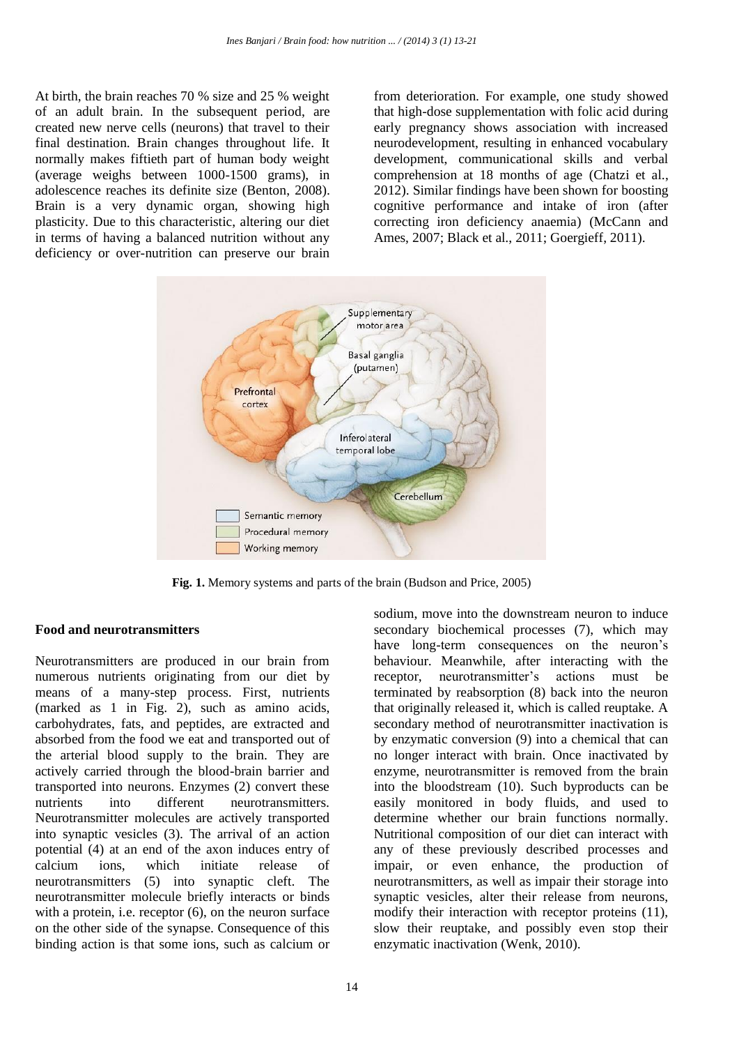At birth, the brain reaches 70 % size and 25 % weight of an adult brain. In the subsequent period, are created new nerve cells (neurons) that travel to their final destination. Brain changes throughout life. It normally makes fiftieth part of human body weight (average weighs between 1000-1500 grams), in adolescence reaches its definite size (Benton, 2008). Brain is a very dynamic organ, showing high plasticity. Due to this characteristic, altering our diet in terms of having a balanced nutrition without any deficiency or over-nutrition can preserve our brain from deterioration. For example, one study showed that high-dose supplementation with folic acid during early pregnancy shows association with increased neurodevelopment, resulting in enhanced vocabulary development, communicational skills and verbal comprehension at 18 months of age (Chatzi et al., 2012). Similar findings have been shown for boosting cognitive performance and intake of iron (after correcting iron deficiency anaemia) (McCann and Ames, 2007; Black et al., 2011; Goergieff, 2011).

**Fig. 1.** Memory systems and parts of the brain (Budson and Price, 2005)

**Food and neurotransmitters**

Neurotransmitters are produced in our brain from numerous nutrients originating from our diet by means of a many-step process. First, nutrients (marked as 1 in Fig. 2), such as amino acids, carbohydrates, fats, and peptides, are extracted and absorbed from the food we eat and transported out of the arterial blood supply to the brain. They are actively carried through the blood-brain barrier and transported into neurons. Enzymes (2) convert these nutrients into different neurotransmitters. Neurotransmitter molecules are actively transported into synaptic vesicles (3). The arrival of an action potential (4) at an end of the axon induces entry of calcium ions, which initiate release of neurotransmitters (5) into synaptic cleft. The neurotransmitter molecule briefly interacts or binds with a protein, i.e. receptor (6), on the neuron surface on the other side of the synapse. Consequence of this binding action is that some ions, such as calcium or sodium, move into the downstream neuron to induce secondary biochemical processes (7), which may have long-term consequences on the neuron's behaviour. Meanwhile, after interacting with the receptor, neurotransmitter's actions must be terminated by reabsorption (8) back into the neuron that originally released it, which is called reuptake. A secondary method of neurotransmitter inactivation is by enzymatic conversion (9) into a chemical that can no longer interact with brain. Once inactivated by enzyme, neurotransmitter is removed from the brain into the bloodstream (10). Such byproducts can be easily monitored in body fluids, and used to determine whether our brain functions normally. Nutritional composition of our diet can interact with any of these previously described processes and impair, or even enhance, the production of neurotransmitters, as well as impair their storage into synaptic vesicles, alter their release from neurons, modify their interaction with receptor proteins (11), slow their reuptake, and possibly even stop their enzymatic inactivation (Wenk, 2010).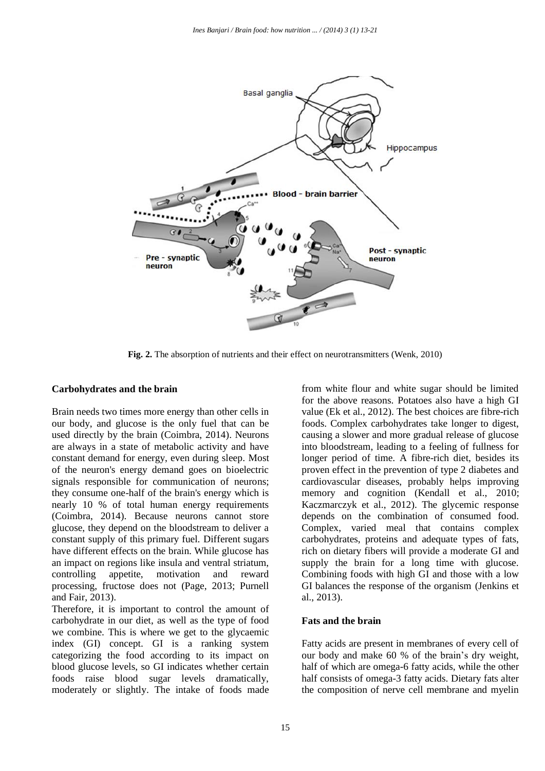**Fig. 2.** The absorption of nutrients and their effect on neurotransmitters (Wenk, 2010)

### Carbohydrates and the brain

Brain needs two times more energy than other cells in our body, and glucose is the only fuel that can be used directly by the brain (Coimbra, 2014). Neurons are always in a state of metabolic activity and have constant demand for energy, even during sleep. Most of the neuron's energy demand goes on bioelectric signals responsible for communication of neurons; they consume one-half of the brain's energy which is nearly 10 % of total human energy requirements (Coimbra, 2014). Because neurons cannot store glucose, they depend on the bloodstream to deliver a constant supply of this primary fuel. Different sugars have different effects on the brain. While glucose has an impact on regions like insula and ventral striatum, controlling appetite, motivation and reward processing, fructose does not (Page, 2013; Purnell and Fair, 2013).

Therefore, it is important to control the amount of carbohydrate in our diet, as well as the type of food we combine. This is where we get to the glycaemic index (GI) concept. GI is a ranking system categorizing the food according to its impact on blood glucose levels, so GI indicates whether certain foods raise blood sugar levels dramatically, moderately or slightly. The intake of foods made from white flour and white sugar should be limited for the above reasons. Potatoes also have a high GI value (Ek et al., 2012). The best choices are fibre-rich foods. Complex carbohydrates take longer to digest, causing a slower and more gradual release of glucose into bloodstream, leading to a feeling of fullness for longer period of time. A fibre-rich diet, besides its proven effect in the prevention of type 2 diabetes and cardiovascular diseases, probably helps improving memory and cognition (Kendall et al., 2010; Kaczmarczyk et al., 2012). The glycemic response depends on the combination of consumed food. Complex, varied meal that contains complex carbohydrates, proteins and adequate types of fats, rich on dietary fibers will provide a moderate GI and supply the brain for a long time with glucose. Combining foods with high GI and those with a low GI balances the response of the organism (Jenkins et al., 2013).

### Fats and the brain

Fatty acids are present in membranes of every cell of our body and make 60 % of the brain's dry weight, half of which are omega-6 fatty acids, while the other half consists of omega-3 fatty acids. Dietary fats alter the composition of nerve cell membrane and myelin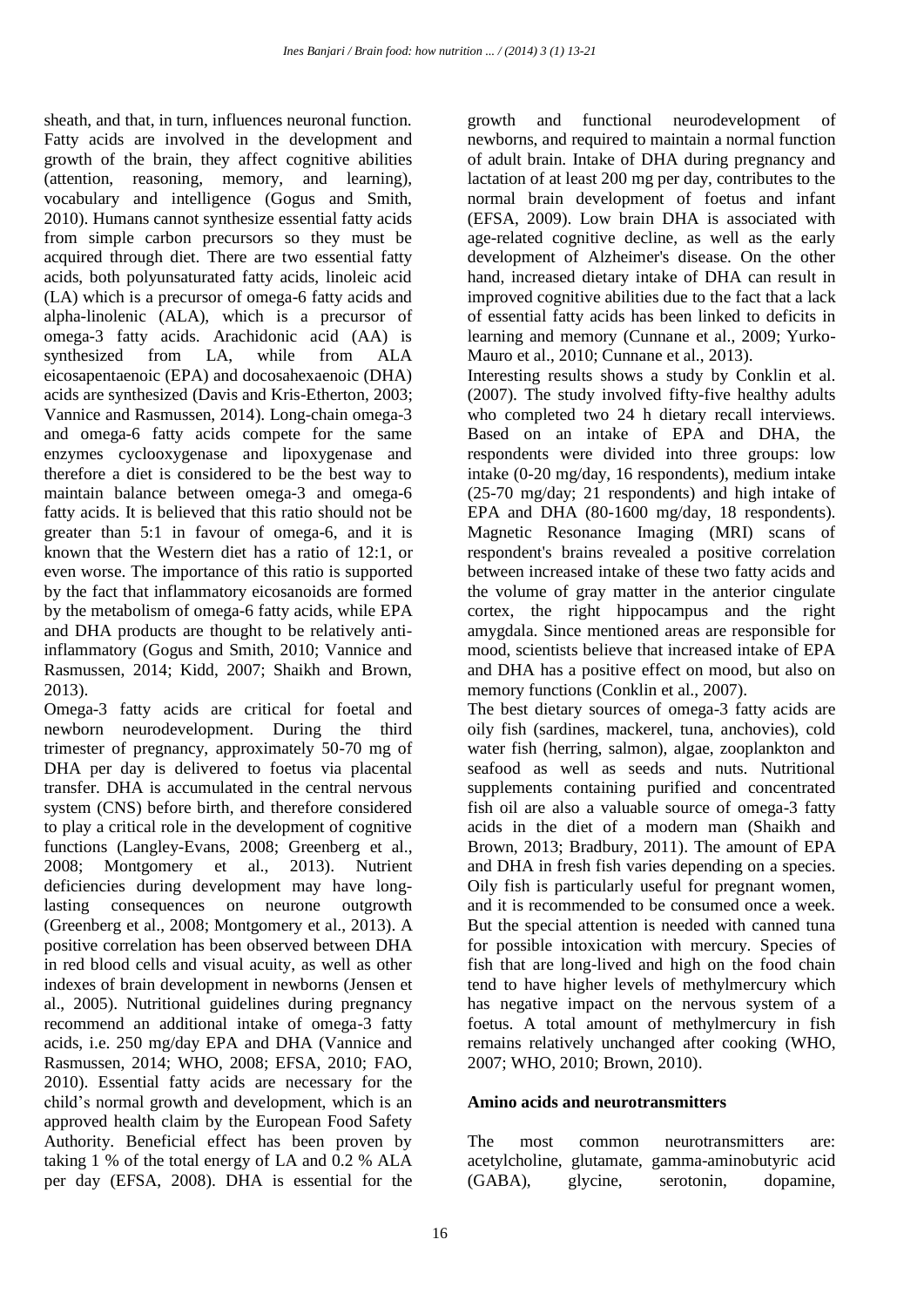sheath, and that, in turn, influences neuronal function. Fatty acids are involved in the development and growth of the brain, they affect cognitive abilities (attention, reasoning, memory, and learning), vocabulary and intelligence (Gogus and Smith, 2010). Humans cannot synthesize essential fatty acids from simple carbon precursors so they must be acquired through diet. There are two essential fatty acids, both polyunsaturated fatty acids, linoleic acid (LA) which is a precursor of omega-6 fatty acids and alpha-linolenic (ALA), which is a precursor of omega-3 fatty acids. Arachidonic acid (AA) is synthesized from LA, while from ALA eicosapentaenoic (EPA) and docosahexaenoic (DHA) acids are synthesized (Davis and Kris-Etherton, 2003; Vannice and Rasmussen, 2014). Long-chain omega-3 and omega-6 fatty acids compete for the same enzymes cyclooxygenase and lipoxygenase and therefore a diet is considered to be the best way to maintain balance between omega-3 and omega-6 fatty acids. It is believed that this ratio should not be greater than 5:1 in favour of omega-6, and it is known that the Western diet has a ratio of 12:1, or even worse. The importance of this ratio is supported by the fact that inflammatory eicosanoids are formed by the metabolism of omega-6 fatty acids, while EPA and DHA products are thought to be relatively anti-inflammatory (Gogus and Smith, 2010; Vannice and Rasmussen, 2014; Kidd, 2007; Shaikh and Brown, 2013).

Omega-3 fatty acids are critical for foetal and newborn neurodevelopment. During the third trimester of pregnancy, approximately 50-70 mg of DHA per day is delivered to foetus via placental transfer. DHA is accumulated in the central nervous system (CNS) before birth, and therefore considered to play a critical role in the development of cognitive functions (Langley-Evans, 2008; Greenberg et al., 2008; Montgomery et al., 2013). Nutrient deficiencies during development may have long-lasting consequences on neurone outgrowth (Greenberg et al., 2008; Montgomery et al., 2013). A positive correlation has been observed between DHA in red blood cells and visual acuity, as well as other indexes of brain development in newborns (Jensen et al., 2005). Nutritional guidelines during pregnancy recommend an additional intake of omega-3 fatty acids, i.e. 250 mg/day EPA and DHA (Vannice and Rasmussen, 2014; WHO, 2008; EFSA, 2010; FAO, 2010). Essential fatty acids are necessary for the child's normal growth and development, which is an approved health claim by the European Food Safety Authority. Beneficial effect has been proven by taking 1 % of the total energy of LA and 0.2 % ALA per day (EFSA, 2008). DHA is essential for the growth and functional neurodevelopment of newborns, and required to maintain a normal function of adult brain. Intake of DHA during pregnancy and lactation of at least 200 mg per day, contributes to the normal brain development of foetus and infant (EFSA, 2009). Low brain DHA is associated with age-related cognitive decline, as well as the early development of Alzheimer's disease. On the other hand, increased dietary intake of DHA can result in improved cognitive abilities due to the fact that a lack of essential fatty acids has been linked to deficits in learning and memory (Cunnane et al., 2009; Yurko-Mauro et al., 2010; Cunnane et al., 2013).

Interesting results shows a study by Conklin et al. (2007). The study involved fifty-five healthy adults who completed two 24 h dietary recall interviews. Based on an intake of EPA and DHA, the respondents were divided into three groups: low intake (0-20 mg/day, 16 respondents), medium intake (25-70 mg/day; 21 respondents) and high intake of EPA and DHA (80-1600 mg/day, 18 respondents). Magnetic Resonance Imaging (MRI) scans of respondent's brains revealed a positive correlation between increased intake of these two fatty acids and the volume of gray matter in the anterior cingulate cortex, the right hippocampus and the right amygdala. Since mentioned areas are responsible for mood, scientists believe that increased intake of EPA and DHA has a positive effect on mood, but also on memory functions (Conklin et al., 2007).

The best dietary sources of omega-3 fatty acids are oily fish (sardines, mackerel, tuna, anchovies), cold water fish (herring, salmon), algae, zooplankton and seafood as well as seeds and nuts. Nutritional supplements containing purified and concentrated fish oil are also a valuable source of omega-3 fatty acids in the diet of a modern man (Shaikh and Brown, 2013; Bradbury, 2011). The amount of EPA and DHA in fresh fish varies depending on a species. Oily fish is particularly useful for pregnant women, and it is recommended to be consumed once a week. But the special attention is needed with canned tuna for possible intoxication with mercury. Species of fish that are long-lived and high on the food chain tend to have higher levels of methylmercury which has negative impact on the nervous system of a foetus. A total amount of methylmercury in fish remains relatively unchanged after cooking (WHO, 2007; WHO, 2010; Brown, 2010).

**Amino acids and neurotransmitters**

The most common neurotransmitters are: acetylcholine, glutamate, gamma-aminobutyric acid (GABA), glycine, serotonin, dopamine,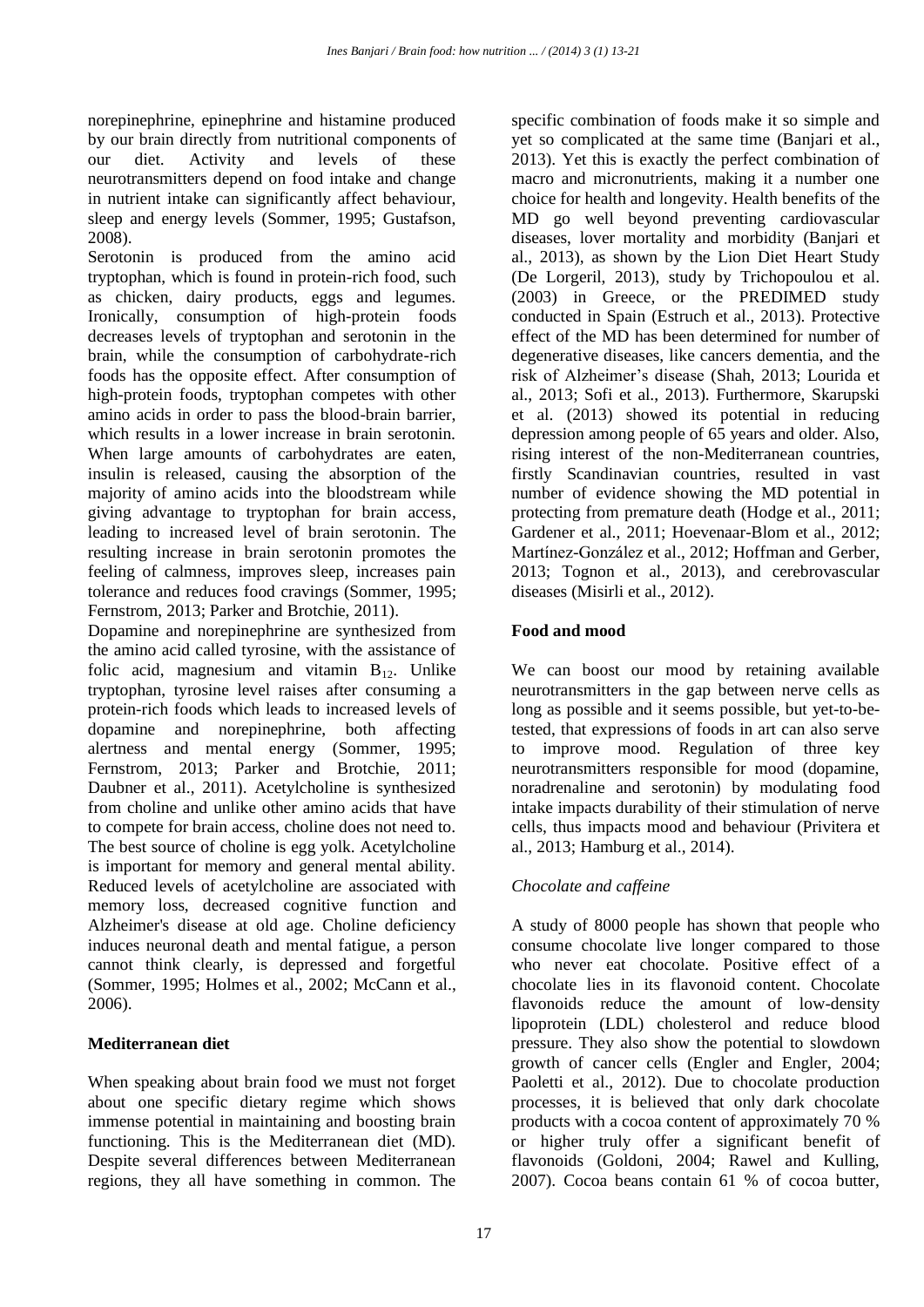norepinephrine, epinephrine and histamine produced by our brain directly from nutritional components of our diet. Activity and levels of these neurotransmitters depend on food intake and change in nutrient intake can significantly affect behaviour, sleep and energy levels (Sommer, 1995; Gustafson, 2008).

Serotonin is produced from the amino acid tryptophan, which is found in protein-rich food, such as chicken, dairy products, eggs and legumes. Ironically, consumption of high-protein foods decreases levels of tryptophan and serotonin in the brain, while the consumption of carbohydrate-rich foods has the opposite effect. After consumption of high-protein foods, tryptophan competes with other amino acids in order to pass the blood-brain barrier, which results in a lower increase in brain serotonin. When large amounts of carbohydrates are eaten, insulin is released, causing the absorption of the majority of amino acids into the bloodstream while giving advantage to tryptophan for brain access, leading to increased level of brain serotonin. The resulting increase in brain serotonin promotes the feeling of calmness, improves sleep, increases pain tolerance and reduces food cravings (Sommer, 1995; Fernstrom, 2013; Parker and Brotchie, 2011).

Dopamine and norepinephrine are synthesized from the amino acid called tyrosine, with the assistance of folic acid, magnesium and vitamin $B_{12}$. Unlike tryptophan, tyrosine level raises after consuming a protein-rich foods which leads to increased levels of dopamine and norepinephrine, both affecting alertness and mental energy (Sommer, 1995; Fernstrom, 2013; Parker and Brotchie, 2011; Daubner et al., 2011). Acetylcholine is synthesized from choline and unlike other amino acids that have to compete for brain access, choline does not need to. The best source of choline is egg yolk. Acetylcholine is important for memory and general mental ability. Reduced levels of acetylcholine are associated with memory loss, decreased cognitive function and Alzheimer's disease at old age. Choline deficiency induces neuronal death and mental fatigue, a person cannot think clearly, is depressed and forgetful (Sommer, 1995; Holmes et al., 2002; McCann et al., 2006).

## Mediterranean diet

When speaking about brain food we must not forget about one specific dietary regime which shows immense potential in maintaining and boosting brain functioning. This is the Mediterranean diet (MD). Despite several differences between Mediterranean regions, they all have something in common. The specific combination of foods make it so simple and yet so complicated at the same time (Banjari et al., 2013). Yet this is exactly the perfect combination of macro and micronutrients, making it a number one choice for health and longevity. Health benefits of the MD go well beyond preventing cardiovascular diseases, lover mortality and morbidity (Banjari et al., 2013), as shown by the Lion Diet Heart Study (De Lorgeril, 2013), study by Trichopoulou et al. (2003) in Greece, or the PREDIMED study conducted in Spain (Estruch et al., 2013). Protective effect of the MD has been determined for number of degenerative diseases, like cancers dementia, and the risk of Alzheimer's disease (Shah, 2013; Lourida et al., 2013; Sofi et al., 2013). Furthermore, Skarupski et al. (2013) showed its potential in reducing depression among people of 65 years and older. Also, rising interest of the non-Mediterranean countries, firstly Scandinavian countries, resulted in vast number of evidence showing the MD potential in protecting from premature death (Hodge et al., 2011; Gardener et al., 2011; Hoevenaar-Blom et al., 2012; Martínez-González et al., 2012; Hoffman and Gerber, 2013; Tognon et al., 2013), and cerebrovascular diseases (Misirli et al., 2012).

## Food and mood

We can boost our mood by retaining available neurotransmitters in the gap between nerve cells as long as possible and it seems possible, but yet-to-be-tested, that expressions of foods in art can also serve to improve mood. Regulation of three key neurotransmitters responsible for mood (dopamine, noradrenaline and serotonin) by modulating food intake impacts durability of their stimulation of nerve cells, thus impacts mood and behaviour (Privitera et al., 2013; Hamburg et al., 2014).

### *Chocolate and caffeine*

A study of 8000 people has shown that people who consume chocolate live longer compared to those who never eat chocolate. Positive effect of a chocolate lies in its flavonoid content. Chocolate flavonoids reduce the amount of low-density lipoprotein (LDL) cholesterol and reduce blood pressure. They also show the potential to slowdown growth of cancer cells (Engler and Engler, 2004; Paoletti et al., 2012). Due to chocolate production processes, it is believed that only dark chocolate products with a cocoa content of approximately 70 % or higher truly offer a significant benefit of flavonoids (Goldoni, 2004; Rawel and Kulling, 2007). Cocoa beans contain 61 % of cocoa butter,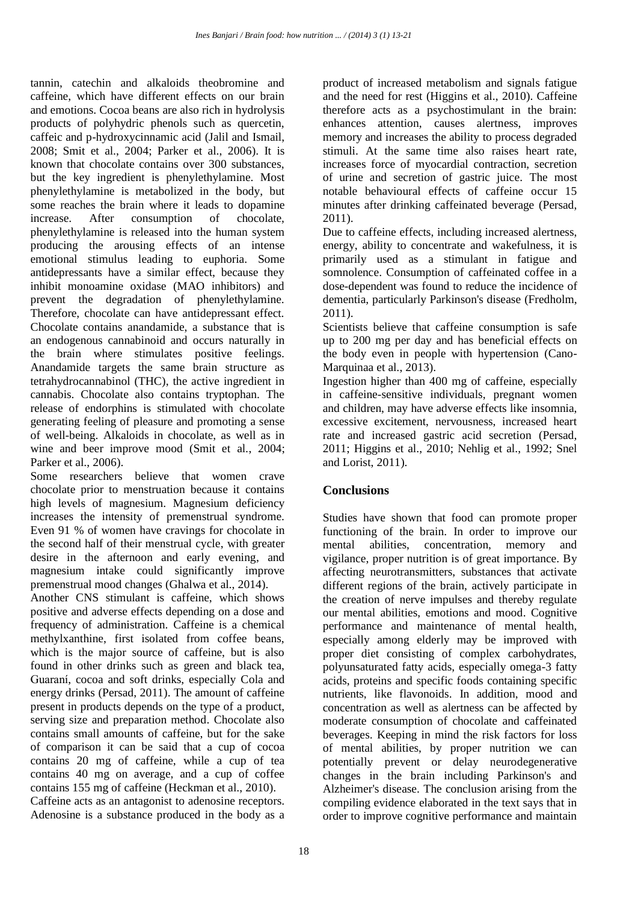tannin, catechin and alkaloids theobromine and caffeine, which have different effects on our brain and emotions. Cocoa beans are also rich in hydrolysis products of polyhydric phenols such as quercetin, caffeic and p-hydroxycinnamic acid (Jalil and Ismail, 2008; Smit et al., 2004; Parker et al., 2006). It is known that chocolate contains over 300 substances, but the key ingredient is phenylethylamine. Most phenylethylamine is metabolized in the body, but some reaches the brain where it leads to dopamine increase. After consumption of chocolate, phenylethylamine is released into the human system producing the arousing effects of an intense emotional stimulus leading to euphoria. Some antidepressants have a similar effect, because they inhibit monoamine oxidase (MAO inhibitors) and prevent the degradation of phenylethylamine. Therefore, chocolate can have antidepressant effect. Chocolate contains anandamide, a substance that is an endogenous cannabinoid and occurs naturally in the brain where stimulates positive feelings. Anandamide targets the same brain structure as tetrahydrocannabinol (THC), the active ingredient in cannabis. Chocolate also contains tryptophan. The release of endorphins is stimulated with chocolate generating feeling of pleasure and promoting a sense of well-being. Alkaloids in chocolate, as well as in wine and beer improve mood (Smit et al., 2004; Parker et al., 2006).

Some researchers believe that women crave chocolate prior to menstruation because it contains high levels of magnesium. Magnesium deficiency increases the intensity of premenstrual syndrome. Even 91 % of women have cravings for chocolate in the second half of their menstrual cycle, with greater desire in the afternoon and early evening, and magnesium intake could significantly improve premenstrual mood changes (Ghalwa et al., 2014).

Another CNS stimulant is caffeine, which shows positive and adverse effects depending on a dose and frequency of administration. Caffeine is a chemical methylxanthine, first isolated from coffee beans, which is the major source of caffeine, but is also found in other drinks such as green and black tea, Guaraní, cocoa and soft drinks, especially Cola and energy drinks (Persad, 2011). The amount of caffeine present in products depends on the type of a product, serving size and preparation method. Chocolate also contains small amounts of caffeine, but for the sake of comparison it can be said that a cup of cocoa contains 20 mg of caffeine, while a cup of tea contains 40 mg on average, and a cup of coffee contains 155 mg of caffeine (Heckman et al., 2010).

Caffeine acts as an antagonist to adenosine receptors. Adenosine is a substance produced in the body as a product of increased metabolism and signals fatigue and the need for rest (Higgins et al., 2010). Caffeine therefore acts as a psychostimulant in the brain: enhances attention, causes alertness, improves memory and increases the ability to process degraded stimuli. At the same time also raises heart rate, increases force of myocardial contraction, secretion of urine and secretion of gastric juice. The most notable behavioural effects of caffeine occur 15 minutes after drinking caffeinated beverage (Persad, 2011).

Due to caffeine effects, including increased alertness, energy, ability to concentrate and wakefulness, it is primarily used as a stimulant in fatigue and somnolence. Consumption of caffeinated coffee in a dose-dependent was found to reduce the incidence of dementia, particularly Parkinson's disease (Fredholm, 2011).

Scientists believe that caffeine consumption is safe up to 200 mg per day and has beneficial effects on the body even in people with hypertension (Cano-Marquinaa et al., 2013).

Ingestion higher than 400 mg of caffeine, especially in caffeine-sensitive individuals, pregnant women and children, may have adverse effects like insomnia, excessive excitement, nervousness, increased heart rate and increased gastric acid secretion (Persad, 2011; Higgins et al., 2010; Nehlig et al., 1992; Snel and Lorist, 2011).

## Conclusions

Studies have shown that food can promote proper functioning of the brain. In order to improve our mental abilities, concentration, memory and vigilance, proper nutrition is of great importance. By affecting neurotransmitters, substances that activate different regions of the brain, actively participate in the creation of nerve impulses and thereby regulate our mental abilities, emotions and mood. Cognitive performance and maintenance of mental health, especially among elderly may be improved with proper diet consisting of complex carbohydrates, polyunsaturated fatty acids, especially omega-3 fatty acids, proteins and specific foods containing specific nutrients, like flavonoids. In addition, mood and concentration as well as alertness can be affected by moderate consumption of chocolate and caffeinated beverages. Keeping in mind the risk factors for loss of mental abilities, by proper nutrition we can potentially prevent or delay neurodegenerative changes in the brain including Parkinson's and Alzheimer's disease. The conclusion arising from the compiling evidence elaborated in the text says that in order to improve cognitive performance and maintain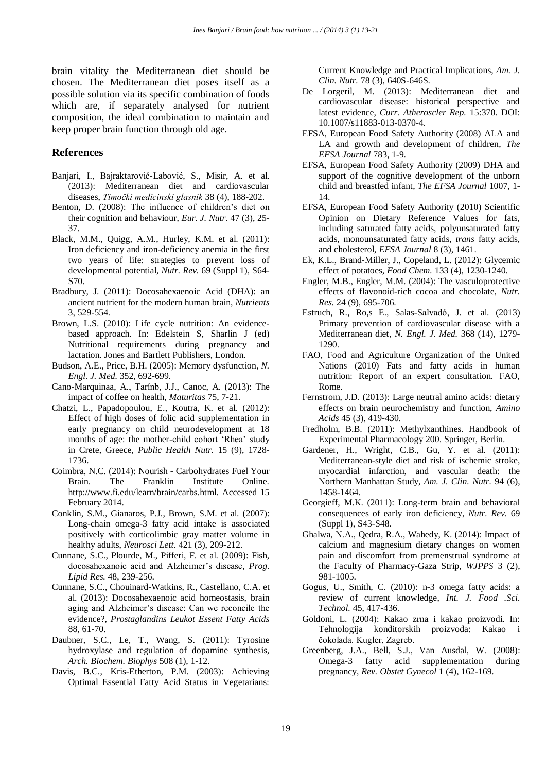brain vitality the Mediterranean diet should be chosen. The Mediterranean diet poses itself as a possible solution via its specific combination of foods which are, if separately analysed for nutrient composition, the ideal combination to maintain and keep proper brain function through old age.

## References

Banjari, I., Bajraktarović-Labović, S., Misir, A. et al. (2013): Mediterranean diet and cardiovascular diseases, *Timočki medicinski glasnik* 38 (4), 188-202.

Benton, D. (2008): The influence of children's diet on their cognition and behaviour, *Eur. J. Nutr.* 47 (3), 25-37.

Black, M.M., Quigg, A.M., Hurley, K.M. et al. (2011): Iron deficiency and iron-deficiency anemia in the first two years of life: strategies to prevent loss of developmental potential, *Nutr. Rev.* 69 (Suppl 1), S64-S70.

Bradbury, J. (2011): Docosahexaenoic Acid (DHA): an ancient nutrient for the modern human brain, *Nutrients* 3, 529-554.

Brown, L.S. (2010): Life cycle nutrition: An evidence-based approach. In: Edelstein S, Sharlin J (ed) Nutritional requirements during pregnancy and lactation. Jones and Bartlett Publishers, London.

Budson, A.E., Price, B.H. (2005): Memory dysfunction, *N. Engl. J. Med.* 352, 692-699.

Cano-Marquinaa, A., Tarínb, J.J., Canoc, A. (2013): The impact of coffee on health, *Maturitas* 75, 7-21.

Chatzi, L., Papadopoulou, E., Koutra, K. et al. (2012): Effect of high doses of folic acid supplementation in early pregnancy on child neurodevelopment at 18 months of age: the mother-child cohort 'Rhea' study in Crete, Greece, *Public Health Nutr.* 15 (9), 1728-1736.

Coimbra, N.C. (2014): Nourish - Carbohydrates Fuel Your Brain. The Franklin Institute Online. http://www.fi.edu/learn/brain/carbs.html. Accessed 15 February 2014.

Conklin, S.M., Gianaros, P.J., Brown, S.M. et al. (2007): Long-chain omega-3 fatty acid intake is associated positively with corticolimbic gray matter volume in healthy adults, *Neurosci Lett.* 421 (3), 209-212.

Cunnane, S.C., Plourde, M., Pifferi, F. et al. (2009): Fish, docosahexanoic acid and Alzheimer's disease, *Prog. Lipid Res.* 48, 239-256.

Cunnane, S.C., Chouinard-Watkins, R., Castellano, C.A. et al. (2013): Docosahexaenoic acid homeostasis, brain aging and Alzheimer's disease: Can we reconcile the evidence?, *Prostaglandins Leukot Essent Fatty Acids* 88, 61-70.

Daubner, S.C., Le, T., Wang, S. (2011): Tyrosine hydroxylase and regulation of dopamine synthesis, *Arch. Biochem. Biophys* 508 (1), 1-12.

Davis, B.C., Kris-Etherton, P.M. (2003): Achieving Optimal Essential Fatty Acid Status in Vegetarians: Current Knowledge and Practical Implications, *Am. J. Clin. Nutr.* 78 (3), 640S-646S.

De Lorgeril, M. (2013): Mediterranean diet and cardiovascular disease: historical perspective and latest evidence, *Curr. Atheroscler Rep.* 15:370. DOI: 10.1007/s11883-013-0370-4.

EFSA, European Food Safety Authority (2008) ALA and LA and growth and development of children, *The EFSA Journal* 783, 1-9.

EFSA, European Food Safety Authority (2009) DHA and support of the cognitive development of the unborn child and breastfed infant, *The EFSA Journal* 1007, 1-14.

EFSA, European Food Safety Authority (2010) Scientific Opinion on Dietary Reference Values for fats, including saturated fatty acids, polyunsaturated fatty acids, monounsaturated fatty acids, *trans* fatty acids, and cholesterol, *EFSA Journal* 8 (3), 1461.

Ek, K.L., Brand-Miller, J., Copeland, L. (2012): Glycemic effect of potatoes, *Food Chem.* 133 (4), 1230-1240.

Engler, M.B., Engler, M.M. (2004): The vasculoprotective effects of flavonoid-rich cocoa and chocolate, *Nutr. Res.* 24 (9), 695-706.

Estruch, R., Ro,s E., Salas-Salvadó, J. et al. (2013) Primary prevention of cardiovascular disease with a Mediterranean diet, *N. Engl. J. Med.* 368 (14), 1279-1290.

FAO, Food and Agriculture Organization of the United Nations (2010) Fats and fatty acids in human nutrition: Report of an expert consultation. FAO, Rome.

Fernstrom, J.D. (2013): Large neutral amino acids: dietary effects on brain neurochemistry and function, *Amino Acids* 45 (3), 419-430.

Fredholm, B.B. (2011): Methylxanthines. Handbook of Experimental Pharmacology 200. Springer, Berlin.

Gardener, H., Wright, C.B., Gu, Y. et al. (2011): Mediterranean-style diet and risk of ischemic stroke, myocardial infarction, and vascular death: the Northern Manhattan Study, *Am. J. Clin. Nutr.* 94 (6), 1458-1464.

Georgieff, M.K. (2011): Long-term brain and behavioral consequences of early iron deficiency, *Nutr. Rev.* 69 (Suppl 1), S43-S48.

Ghalwa, N.A., Qedra, R.A., Wahedy, K. (2014): Impact of calcium and magnesium dietary changes on women pain and discomfort from premenstrual syndrome at the Faculty of Pharmacy-Gaza Strip, *WJPPS* 3 (2), 981-1005.

Gogus, U., Smith, C. (2010): n-3 omega fatty acids: a review of current knowledge, *Int. J. Food .Sci. Technol.* 45, 417-436.

Goldoni, L. (2004): Kakao zrna i kakao proizvodi. In: Tehnologija konditorskih proizvoda: Kakao i čokolada. Kugler, Zagreb.

Greenberg, J.A., Bell, S.J., Van Ausdal, W. (2008): Omega-3 fatty acid supplementation during pregnancy, *Rev. Obstet Gynecol* 1 (4), 162-169.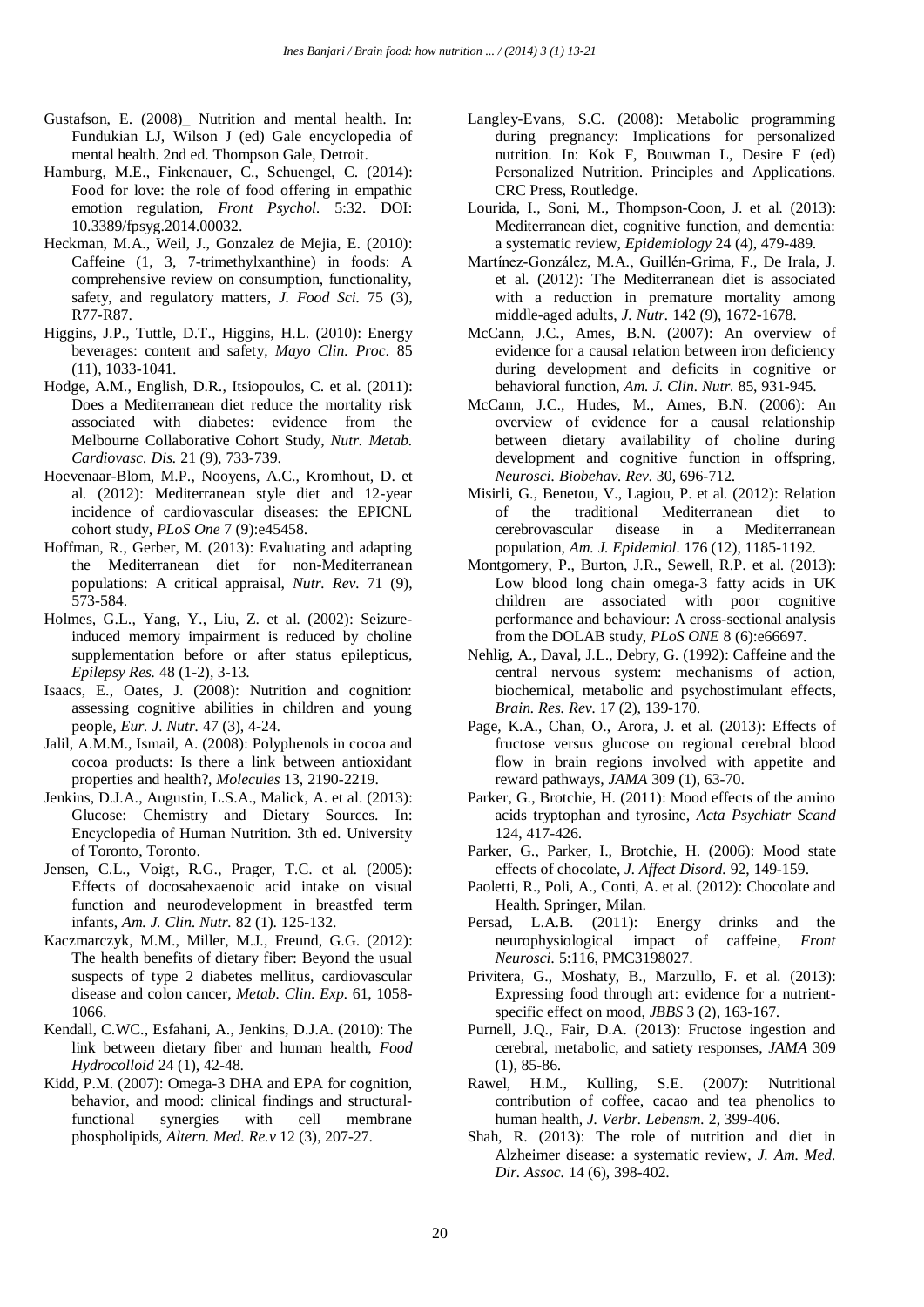Gustafson, E. (2008)_ Nutrition and mental health. In: Fundukian LJ, Wilson J (ed) Gale encyclopedia of mental health. 2nd ed. Thompson Gale, Detroit.

Hamburg, M.E., Finkenauer, C., Schuengel, C. (2014): Food for love: the role of food offering in empathic emotion regulation, *Front Psychol.* 5:32. DOI: 10.3389/fpsyg.2014.00032.

Heckman, M.A., Weil, J., Gonzalez de Mejia, E. (2010): Caffeine (1, 3, 7-trimethylxanthine) in foods: A comprehensive review on consumption, functionality, safety, and regulatory matters, *J. Food Sci.* 75 (3), R77-R87.

Higgins, J.P., Tuttle, D.T., Higgins, H.L. (2010): Energy beverages: content and safety, *Mayo Clin. Proc*. 85 (11), 1033-1041.

Hodge, A.M., English, D.R., Itsiopoulos, C. et al. (2011): Does a Mediterranean diet reduce the mortality risk associated with diabetes: evidence from the Melbourne Collaborative Cohort Study, *Nutr. Metab. Cardiovasc. Dis.* 21 (9), 733-739.

Hoevenaar-Blom, M.P., Nooyens, A.C., Kromhout, D. et al. (2012): Mediterranean style diet and 12-year incidence of cardiovascular diseases: the EPICNL cohort study, *PLoS One* 7 (9):e45458.

Hoffman, R., Gerber, M. (2013): Evaluating and adapting the Mediterranean diet for non-Mediterranean populations: A critical appraisal, *Nutr. Rev.* 71 (9), 573-584.

Holmes, G.L., Yang, Y., Liu, Z. et al. (2002): Seizure-induced memory impairment is reduced by choline supplementation before or after status epilepticus, *Epilepsy Res.* 48 (1-2), 3-13.

Isaacs, E., Oates, J. (2008): Nutrition and cognition: assessing cognitive abilities in children and young people, *Eur. J. Nutr.* 47 (3), 4-24.

Jalil, A.M.M., Ismail, A. (2008): Polyphenols in cocoa and cocoa products: Is there a link between antioxidant properties and health?, *Molecules* 13, 2190-2219.

Jenkins, D.J.A., Augustin, L.S.A., Malick, A. et al. (2013): Glucose: Chemistry and Dietary Sources. In: Encyclopedia of Human Nutrition. 3th ed. University of Toronto, Toronto.

Jensen, C.L., Voigt, R.G., Prager, T.C. et al. (2005): Effects of docosahexaenoic acid intake on visual function and neurodevelopment in breastfed term infants, *Am. J. Clin. Nutr.* 82 (1). 125-132.

Kaczmarczyk, M.M., Miller, M.J., Freund, G.G. (2012): The health benefits of dietary fiber: Beyond the usual suspects of type 2 diabetes mellitus, cardiovascular disease and colon cancer, *Metab. Clin. Exp.* 61, 1058-1066.

Kendall, C.WC., Esfahani, A., Jenkins, D.J.A. (2010): The link between dietary fiber and human health, *Food Hydrocolloid* 24 (1), 42-48.

Kidd, P.M. (2007): Omega-3 DHA and EPA for cognition, behavior, and mood: clinical findings and structural-functional synergies with cell membrane phospholipids, *Altern. Med. Re.v* 12 (3), 207-27.

Langley-Evans, S.C. (2008): Metabolic programming during pregnancy: Implications for personalized nutrition. In: Kok F, Bouwman L, Desire F (ed) Personalized Nutrition. Principles and Applications. CRC Press, Routledge.

Lourida, I., Soni, M., Thompson-Coon, J. et al. (2013): Mediterranean diet, cognitive function, and dementia: a systematic review, *Epidemiology* 24 (4), 479-489.

Martínez-González, M.A., Guillén-Grima, F., De Irala, J. et al. (2012): The Mediterranean diet is associated with a reduction in premature mortality among middle-aged adults, *J. Nutr.* 142 (9), 1672-1678.

McCann, J.C., Ames, B.N. (2007): An overview of evidence for a causal relation between iron deficiency during development and deficits in cognitive or behavioral function, *Am. J. Clin. Nutr.* 85, 931-945.

McCann, J.C., Hudes, M., Ames, B.N. (2006): An overview of evidence for a causal relationship between dietary availability of choline during development and cognitive function in offspring, *Neurosci. Biobehav. Rev.* 30, 696-712.

Misirli, G., Benetou, V., Lagiou, P. et al. (2012): Relation of the traditional Mediterranean diet to cerebrovascular disease in a Mediterranean population, *Am. J. Epidemiol.* 176 (12), 1185-1192.

Montgomery, P., Burton, J.R., Sewell, R.P. et al. (2013): Low blood long chain omega-3 fatty acids in UK children are associated with poor cognitive performance and behaviour: A cross-sectional analysis from the DOLAB study, *PLoS ONE* 8 (6):e66697.

Nehlig, A., Daval, J.L., Debry, G. (1992): Caffeine and the central nervous system: mechanisms of action, biochemical, metabolic and psychostimulant effects, *Brain. Res. Rev.* 17 (2), 139-170.

Page, K.A., Chan, O., Arora, J. et al. (2013): Effects of fructose versus glucose on regional cerebral blood flow in brain regions involved with appetite and reward pathways, *JAMA* 309 (1), 63-70.

Parker, G., Brotchie, H. (2011): Mood effects of the amino acids tryptophan and tyrosine, *Acta Psychiatr Scand* 124, 417-426.

Parker, G., Parker, I., Brotchie, H. (2006): Mood state effects of chocolate, *J. Affect Disord.* 92, 149-159.

Paoletti, R., Poli, A., Conti, A. et al. (2012): Chocolate and Health. Springer, Milan.

Persad, L.A.B. (2011): Energy drinks and the neurophysiological impact of caffeine, *Front Neurosci.* 5:116, PMC3198027.

Privitera, G., Moshaty, B., Marzullo, F. et al. (2013): Expressing food through art: evidence for a nutrient-specific effect on mood, *JBBS* 3 (2), 163-167.

Purnell, J.Q., Fair, D.A. (2013): Fructose ingestion and cerebral, metabolic, and satiety responses, *JAMA* 309 (1), 85-86.

Rawel, H.M., Kulling, S.E. (2007): Nutritional contribution of coffee, cacao and tea phenolics to human health, *J. Verbr. Lebensm.* 2, 399-406.

Shah, R. (2013): The role of nutrition and diet in Alzheimer disease: a systematic review, *J. Am. Med. Dir. Assoc.* 14 (6), 398-402.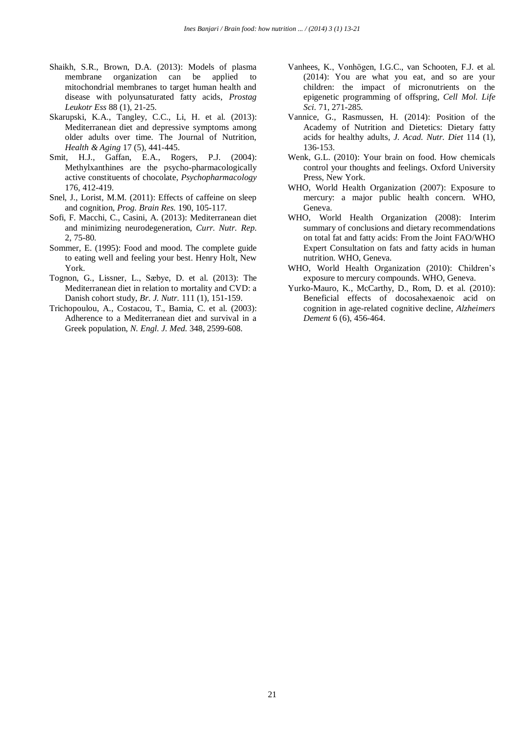Shaikh, S.R., Brown, D.A. (2013): Models of plasma membrane organization can be applied to mitochondrial membranes to target human health and disease with polyunsaturated fatty acids, *Prostag Leukotr Ess* 88 (1), 21-25.

Skarupski, K.A., Tangley, C.C., Li, H. et al. (2013): Mediterranean diet and depressive symptoms among older adults over time. The Journal of Nutrition, *Health & Aging* 17 (5), 441-445.

Smit, H.J., Gaffan, E.A., Rogers, P.J. (2004): Methylxanthines are the psycho-pharmacologically active constituents of chocolate, *Psychopharmacology* 176, 412-419.

Snel, J., Lorist, M.M. (2011): Effects of caffeine on sleep and cognition, *Prog. Brain Res.* 190, 105-117.

Sofi, F. Macchi, C., Casini, A. (2013): Mediterranean diet and minimizing neurodegeneration, *Curr. Nutr. Rep.* 2, 75-80.

Sommer, E. (1995): Food and mood. The complete guide to eating well and feeling your best. Henry Holt, New York.

Tognon, G., Lissner, L., Sæbye, D. et al. (2013): The Mediterranean diet in relation to mortality and CVD: a Danish cohort study, *Br. J. Nutr.* 111 (1), 151-159.

Trichopoulou, A., Costacou, T., Bamia, C. et al. (2003): Adherence to a Mediterranean diet and survival in a Greek population, *N. Engl. J. Med.* 348, 2599-608.

Vanhees, K., Vonhögen, I.G.C., van Schooten, F.J. et al. (2014): You are what you eat, and so are your children: the impact of micronutrients on the epigenetic programming of offspring, *Cell Mol. Life Sci*. 71, 271-285.

Vannice, G., Rasmussen, H. (2014): Position of the Academy of Nutrition and Dietetics: Dietary fatty acids for healthy adults, *J. Acad. Nutr. Diet* 114 (1), 136-153.

Wenk, G.L. (2010): Your brain on food. How chemicals control your thoughts and feelings. Oxford University Press, New York.

WHO, World Health Organization (2007): Exposure to mercury: a major public health concern. WHO, Geneva.

WHO, World Health Organization (2008): Interim summary of conclusions and dietary recommendations on total fat and fatty acids: From the Joint FAO/WHO Expert Consultation on fats and fatty acids in human nutrition. WHO, Geneva.

WHO, World Health Organization (2010): Children's exposure to mercury compounds. WHO, Geneva.

Yurko-Mauro, K., McCarthy, D., Rom, D. et al. (2010): Beneficial effects of docosahexaenoic acid on cognition in age-related cognitive decline, *Alzheimers Dement* 6 (6), 456-464.